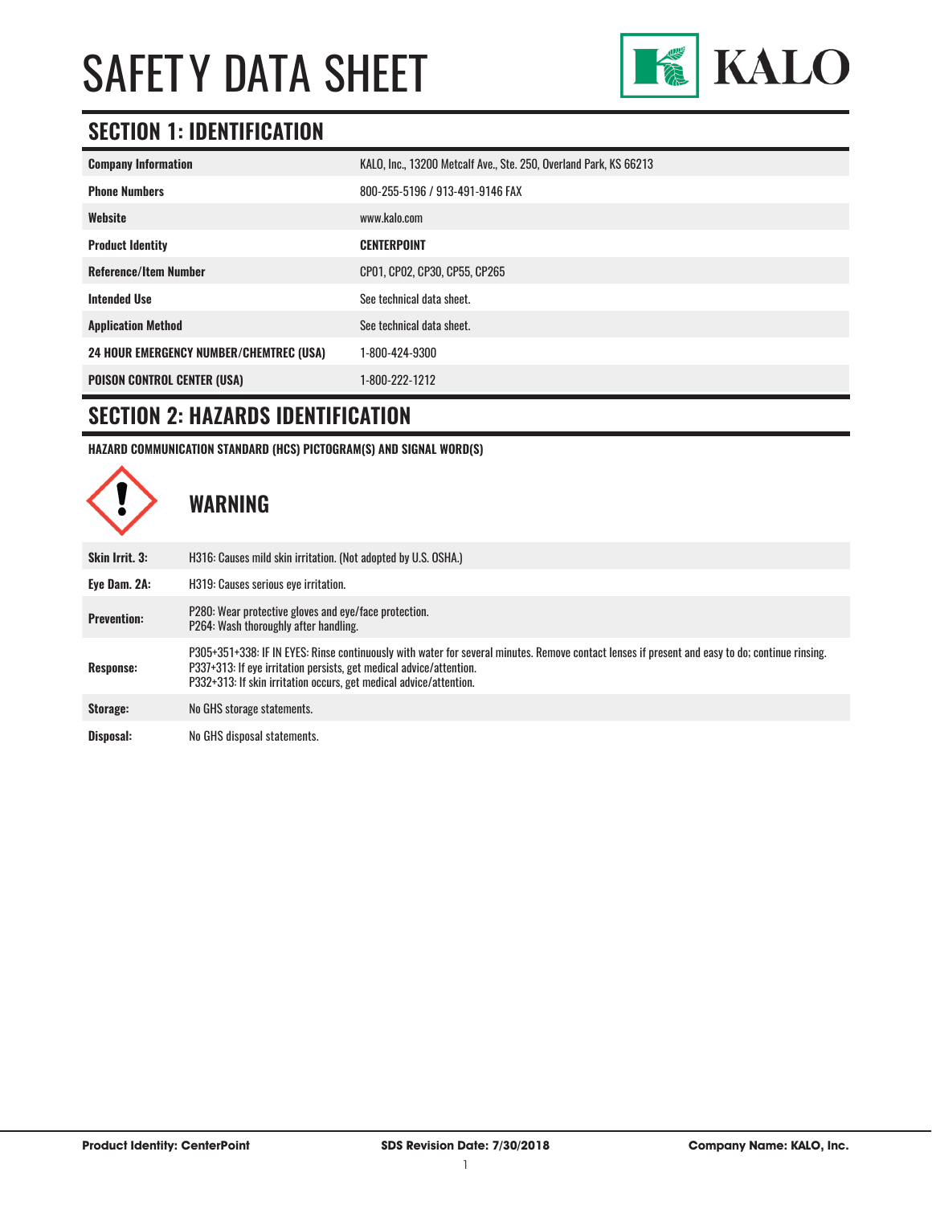# SAFETY DATA SHEET

KALO

## SECTION 1: IDENTIFICATION

| | |
|---|---|
| **Company Information** | KALO, Inc., 13200 Metcalf Ave., Ste. 250, Overland Park, KS 66213 |
| **Phone Numbers** | 800-255-5196 / 913-491-9146 FAX |
| **Website** | www.kalo.com |
| **Product Identity** | **CENTERPOINT** |
| **Reference/Item Number** | CP01, CP02, CP30, CP55, CP265 |
| **Intended Use** | See technical data sheet. |
| **Application Method** | See technical data sheet. |
| **24 HOUR EMERGENCY NUMBER/CHEMTREC (USA)** | 1-800-424-9300 |
| **POISON CONTROL CENTER (USA)** | 1-800-222-1212 |

## SECTION 2: HAZARDS IDENTIFICATION

**HAZARD COMMUNICATION STANDARD (HCS) PICTOGRAM(S) AND SIGNAL WORD(S)**

### WARNING

| | |
|---|---|
| **Skin Irrit. 3:** | H316: Causes mild skin irritation. (Not adopted by U.S. OSHA.) |
| **Eye Dam. 2A:** | H319: Causes serious eye irritation. |
| **Prevention:** | P280: Wear protective gloves and eye/face protection.<br>P264: Wash thoroughly after handling. |
| **Response:** | P305+351+338: IF IN EYES: Rinse continuously with water for several minutes. Remove contact lenses if present and easy to do; continue rinsing.<br>P337+313: If eye irritation persists, get medical advice/attention.<br>P332+313: If skin irritation occurs, get medical advice/attention. |
| **Storage:** | No GHS storage statements. |
| **Disposal:** | No GHS disposal statements. |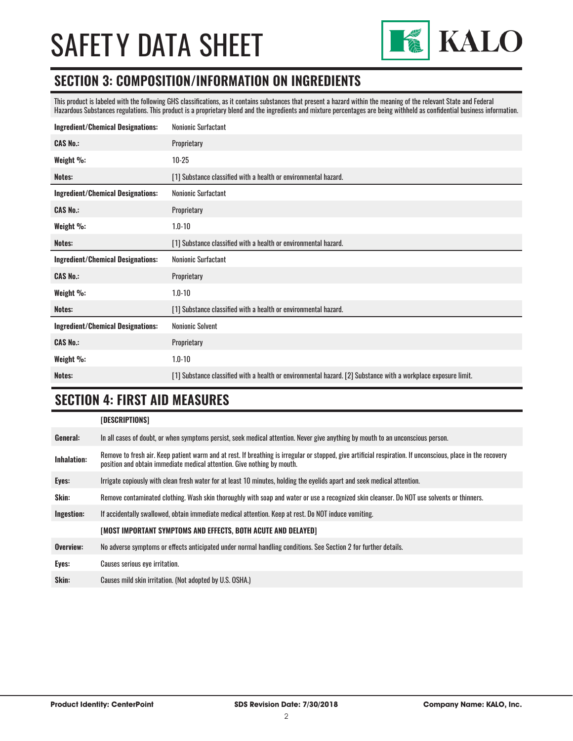# SAFETY DATA SHEET

## SECTION 3: COMPOSITION/INFORMATION ON INGREDIENTS

This product is labeled with the following GHS classifications, as it contains substances that present a hazard within the meaning of the relevant State and Federal Hazardous Substances regulations. This product is a proprietary blend and the ingredients and mixture percentages are being withheld as confidential business information.

| | |
|---|---|
| **Ingredient/Chemical Designations:** | Nonionic Surfactant |
| **CAS No.:** | Proprietary |
| **Weight %:** | 10-25 |
| **Notes:** | [1] Substance classified with a health or environmental hazard. |

| | |
|---|---|
| **Ingredient/Chemical Designations:** | Nonionic Surfactant |
| **CAS No.:** | Proprietary |
| **Weight %:** | 1.0-10 |
| **Notes:** | [1] Substance classified with a health or environmental hazard. |

| | |
|---|---|
| **Ingredient/Chemical Designations:** | Nonionic Surfactant |
| **CAS No.:** | Proprietary |
| **Weight %:** | 1.0-10 |
| **Notes:** | [1] Substance classified with a health or environmental hazard. |

| | |
|---|---|
| **Ingredient/Chemical Designations:** | Nonionic Solvent |
| **CAS No.:** | Proprietary |
| **Weight %:** | 1.0-10 |
| **Notes:** | [1] Substance classified with a health or environmental hazard. [2] Substance with a workplace exposure limit. |

## SECTION 4: FIRST AID MEASURES

| | |
|---|---|
| | **[DESCRIPTIONS]** |
| **General:** | In all cases of doubt, or when symptoms persist, seek medical attention. Never give anything by mouth to an unconscious person. |
| **Inhalation:** | Remove to fresh air. Keep patient warm and at rest. If breathing is irregular or stopped, give artificial respiration. If unconscious, place in the recovery position and obtain immediate medical attention. Give nothing by mouth. |
| **Eyes:** | Irrigate copiously with clean fresh water for at least 10 minutes, holding the eyelids apart and seek medical attention. |
| **Skin:** | Remove contaminated clothing. Wash skin thoroughly with soap and water or use a recognized skin cleanser. Do NOT use solvents or thinners. |
| **Ingestion:** | If accidentally swallowed, obtain immediate medical attention. Keep at rest. Do NOT induce vomiting. |
| | **[MOST IMPORTANT SYMPTOMS AND EFFECTS, BOTH ACUTE AND DELAYED]** |
| **Overview:** | No adverse symptoms or effects anticipated under normal handling conditions. See Section 2 for further details. |
| **Eyes:** | Causes serious eye irritation. |
| **Skin:** | Causes mild skin irritation. (Not adopted by U.S. OSHA.) |

**Product Identity: CenterPoint** | **SDS Revision Date: 7/30/2018** | **Company Name: KALO, Inc.**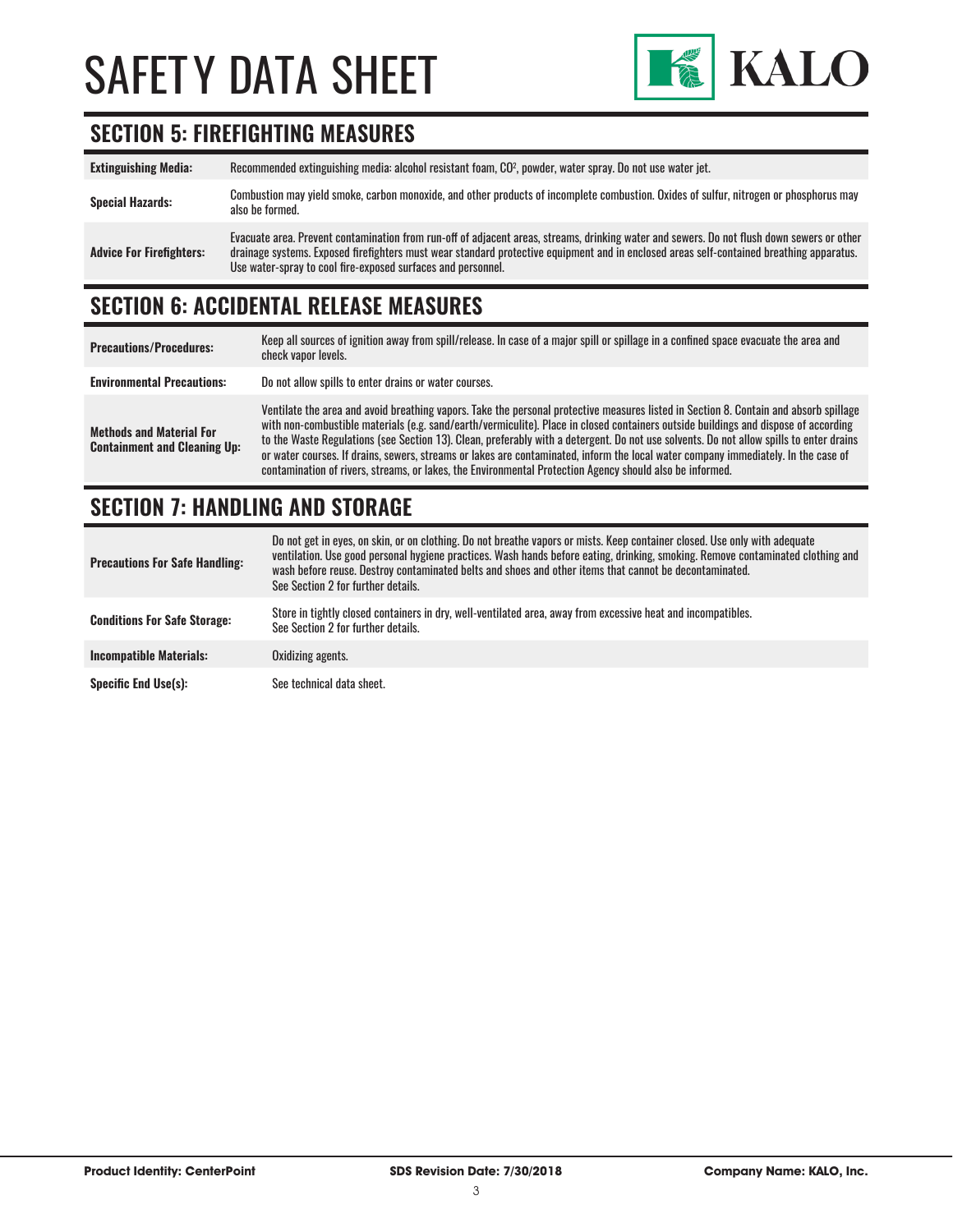# SAFETY DATA SHEET

## SECTION 5: FIREFIGHTING MEASURES

| | |
|---|---|
| **Extinguishing Media:** | Recommended extinguishing media: alcohol resistant foam, $CO^2$, powder, water spray. Do not use water jet. |
| **Special Hazards:** | Combustion may yield smoke, carbon monoxide, and other products of incomplete combustion. Oxides of sulfur, nitrogen or phosphorus may also be formed. |
| **Advice For Firefighters:** | Evacuate area. Prevent contamination from run-off of adjacent areas, streams, drinking water and sewers. Do not flush down sewers or other drainage systems. Exposed firefighters must wear standard protective equipment and in enclosed areas self-contained breathing apparatus. Use water-spray to cool fire-exposed surfaces and personnel. |

## SECTION 6: ACCIDENTAL RELEASE MEASURES

| | |
|---|---|
| **Precautions/Procedures:** | Keep all sources of ignition away from spill/release. In case of a major spill or spillage in a confined space evacuate the area and check vapor levels. |
| **Environmental Precautions:** | Do not allow spills to enter drains or water courses. |
| **Methods and Material For Containment and Cleaning Up:** | Ventilate the area and avoid breathing vapors. Take the personal protective measures listed in Section 8. Contain and absorb spillage with non-combustible materials (e.g. sand/earth/vermiculite). Place in closed containers outside buildings and dispose of according to the Waste Regulations (see Section 13). Clean, preferably with a detergent. Do not use solvents. Do not allow spills to enter drains or water courses. If drains, sewers, streams or lakes are contaminated, inform the local water company immediately. In the case of contamination of rivers, streams, or lakes, the Environmental Protection Agency should also be informed. |

## SECTION 7: HANDLING AND STORAGE

| | |
|---|---|
| **Precautions For Safe Handling:** | Do not get in eyes, on skin, or on clothing. Do not breathe vapors or mists. Keep container closed. Use only with adequate ventilation. Use good personal hygiene practices. Wash hands before eating, drinking, smoking. Remove contaminated clothing and wash before reuse. Destroy contaminated belts and shoes and other items that cannot be decontaminated. See Section 2 for further details. |
| **Conditions For Safe Storage:** | Store in tightly closed containers in dry, well-ventilated area, away from excessive heat and incompatibles. See Section 2 for further details. |
| **Incompatible Materials:** | Oxidizing agents. |
| **Specific End Use(s):** | See technical data sheet. |

**Product Identity: CenterPoint** **SDS Revision Date: 7/30/2018** **Company Name: KALO, Inc.**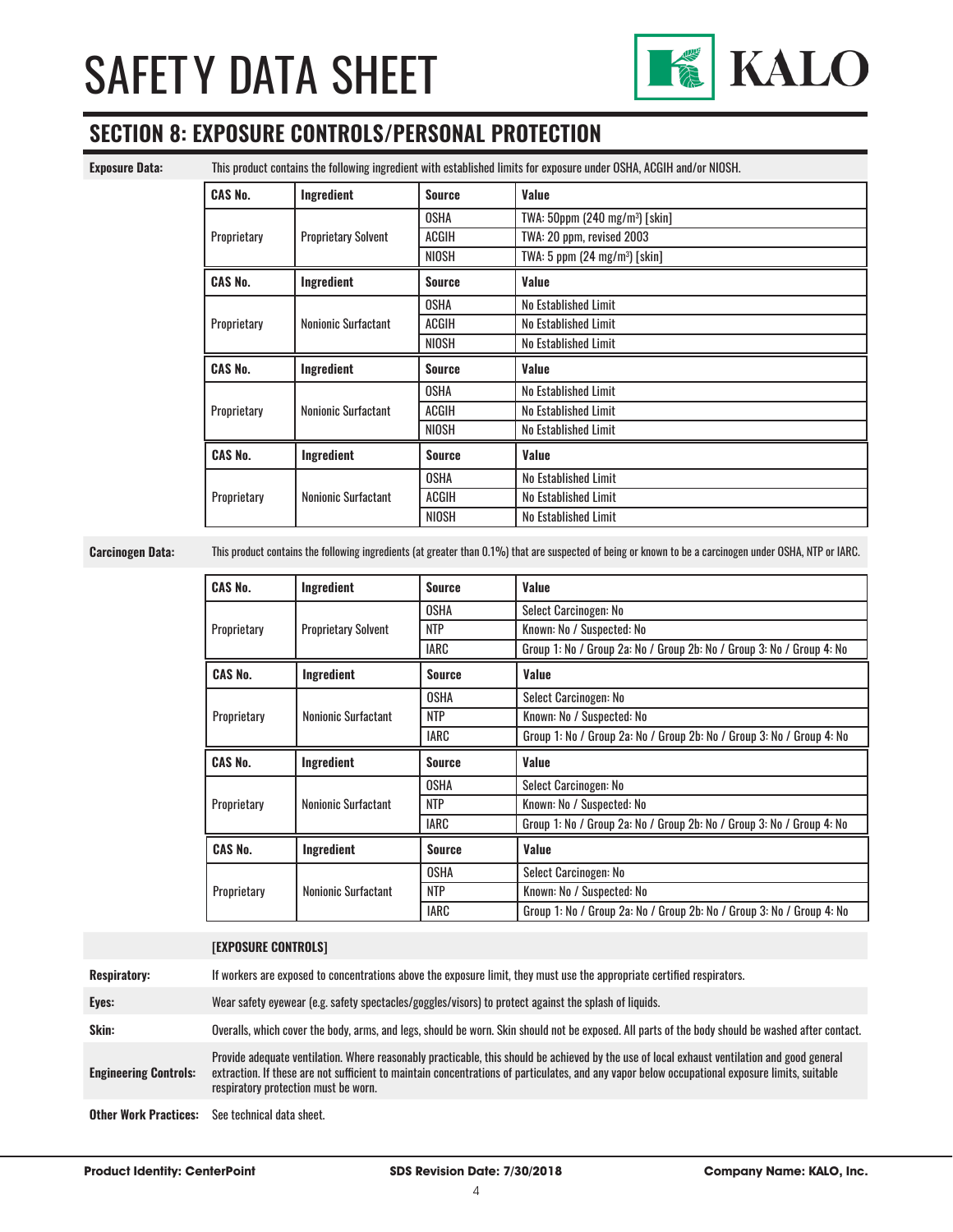# SAFETY DATA SHEET

## SECTION 8: EXPOSURE CONTROLS/PERSONAL PROTECTION

**Exposure Data:** This product contains the following ingredient with established limits for exposure under OSHA, ACGIH and/or NIOSH.

| CAS No. | Ingredient | Source | Value |
|---|---|---|---|
| Proprietary | Proprietary Solvent | OSHA | TWA: 50ppm (240 mg/m³) [skin] |
| | | ACGIH | TWA: 20 ppm, revised 2003 |
| | | NIOSH | TWA: 5 ppm (24 mg/m³) [skin] |

| CAS No. | Ingredient | Source | Value |
|---|---|---|---|
| Proprietary | Nonionic Surfactant | OSHA | No Established Limit |
| | | ACGIH | No Established Limit |
| | | NIOSH | No Established Limit |

| CAS No. | Ingredient | Source | Value |
|---|---|---|---|
| Proprietary | Nonionic Surfactant | OSHA | No Established Limit |
| | | ACGIH | No Established Limit |
| | | NIOSH | No Established Limit |

| CAS No. | Ingredient | Source | Value |
|---|---|---|---|
| Proprietary | Nonionic Surfactant | OSHA | No Established Limit |
| | | ACGIH | No Established Limit |
| | | NIOSH | No Established Limit |

**Carcinogen Data:** This product contains the following ingredients (at greater than 0.1%) that are suspected of being or known to be a carcinogen under OSHA, NTP or IARC.

| CAS No. | Ingredient | Source | Value |
|---|---|---|---|
| Proprietary | Proprietary Solvent | OSHA | Select Carcinogen: No |
| | | NTP | Known: No / Suspected: No |
| | | IARC | Group 1: No / Group 2a: No / Group 2b: No / Group 3: No / Group 4: No |

| CAS No. | Ingredient | Source | Value |
|---|---|---|---|
| Proprietary | Nonionic Surfactant | OSHA | Select Carcinogen: No |
| | | NTP | Known: No / Suspected: No |
| | | IARC | Group 1: No / Group 2a: No / Group 2b: No / Group 3: No / Group 4: No |

| CAS No. | Ingredient | Source | Value |
|---|---|---|---|
| Proprietary | Nonionic Surfactant | OSHA | Select Carcinogen: No |
| | | NTP | Known: No / Suspected: No |
| | | IARC | Group 1: No / Group 2a: No / Group 2b: No / Group 3: No / Group 4: No |

| CAS No. | Ingredient | Source | Value |
|---|---|---|---|
| Proprietary | Nonionic Surfactant | OSHA | Select Carcinogen: No |
| | | NTP | Known: No / Suspected: No |
| | | IARC | Group 1: No / Group 2a: No / Group 2b: No / Group 3: No / Group 4: No |

**[EXPOSURE CONTROLS]**

**Respiratory:** If workers are exposed to concentrations above the exposure limit, they must use the appropriate certified respirators.

**Eyes:** Wear safety eyewear (e.g. safety spectacles/goggles/visors) to protect against the splash of liquids.

**Skin:** Overalls, which cover the body, arms, and legs, should be worn. Skin should not be exposed. All parts of the body should be washed after contact.

**Engineering Controls:** Provide adequate ventilation. Where reasonably practicable, this should be achieved by the use of local exhaust ventilation and good general extraction. If these are not sufficient to maintain concentrations of particulates, and any vapor below occupational exposure limits, suitable respiratory protection must be worn.

**Other Work Practices:** See technical data sheet.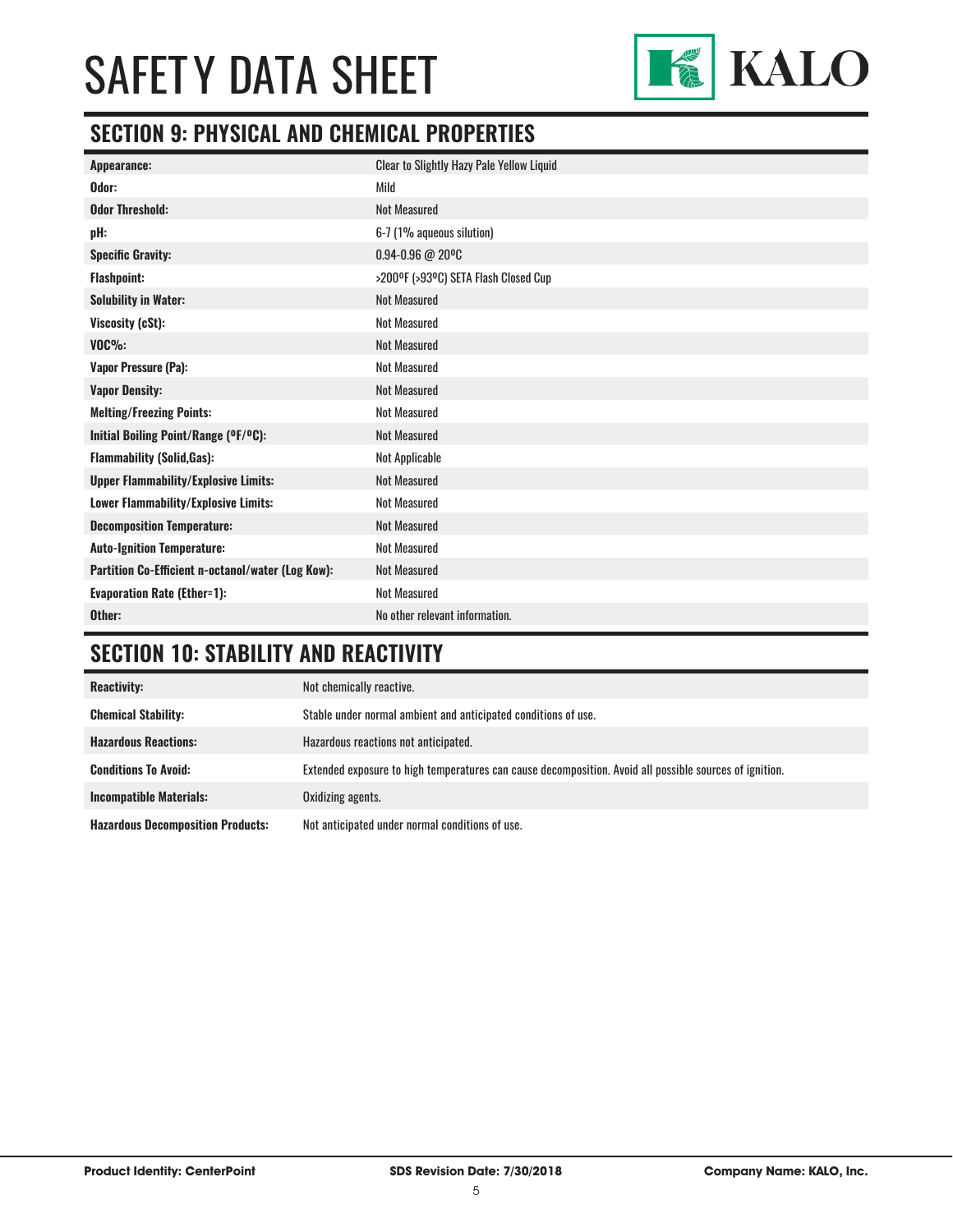## SECTION 9: PHYSICAL AND CHEMICAL PROPERTIES

| | |
|---|---|
| **Appearance:** | Clear to Slightly Hazy Pale Yellow Liquid |
| **Odor:** | Mild |
| **Odor Threshold:** | Not Measured |
| **pH:** | 6-7 (1% aqueous silution) |
| **Specific Gravity:** | 0.94-0.96 @ 20ºC |
| **Flashpoint:** | >200ºF (>93ºC) SETA Flash Closed Cup |
| **Solubility in Water:** | Not Measured |
| **Viscosity (cSt):** | Not Measured |
| **VOC%:** | Not Measured |
| **Vapor Pressure (Pa):** | Not Measured |
| **Vapor Density:** | Not Measured |
| **Melting/Freezing Points:** | Not Measured |
| **Initial Boiling Point/Range (ºF/ºC):** | Not Measured |
| **Flammability (Solid,Gas):** | Not Applicable |
| **Upper Flammability/Explosive Limits:** | Not Measured |
| **Lower Flammability/Explosive Limits:** | Not Measured |
| **Decomposition Temperature:** | Not Measured |
| **Auto-Ignition Temperature:** | Not Measured |
| **Partition Co-Efficient n-octanol/water (Log Kow):** | Not Measured |
| **Evaporation Rate (Ether=1):** | Not Measured |
| **Other:** | No other relevant information. |

## SECTION 10: STABILITY AND REACTIVITY

| | |
|---|---|
| **Reactivity:** | Not chemically reactive. |
| **Chemical Stability:** | Stable under normal ambient and anticipated conditions of use. |
| **Hazardous Reactions:** | Hazardous reactions not anticipated. |
| **Conditions To Avoid:** | Extended exposure to high temperatures can cause decomposition. Avoid all possible sources of ignition. |
| **Incompatible Materials:** | Oxidizing agents. |
| **Hazardous Decomposition Products:** | Not anticipated under normal conditions of use. |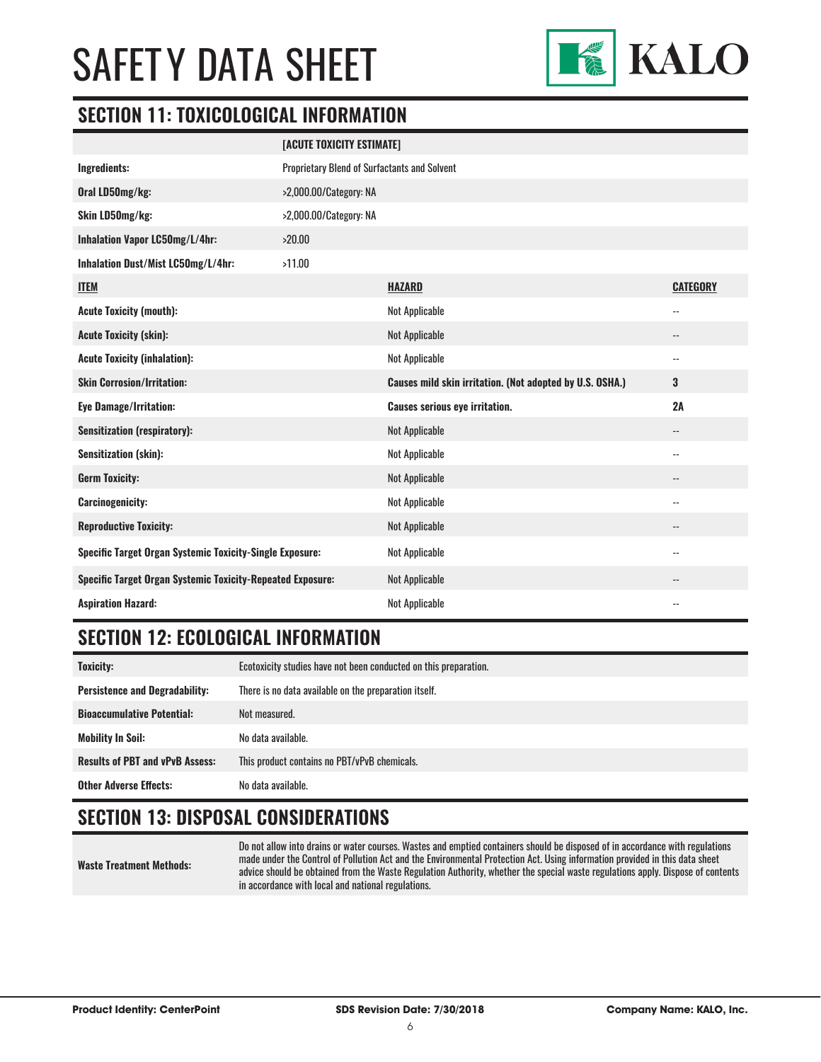## SECTION 11: TOXICOLOGICAL INFORMATION

| | [ACUTE TOXICITY ESTIMATE] | |
|---|---|---|
| **Ingredients:** | Proprietary Blend of Surfactants and Solvent | |
| **Oral LD50mg/kg:** | >2,000.00/Category: NA | |
| **Skin LD50mg/kg:** | >2,000.00/Category: NA | |
| **Inhalation Vapor LC50mg/L/4hr:** | >20.00 | |
| **Inhalation Dust/Mist LC50mg/L/4hr:** | >11.00 | |

| ITEM | HAZARD | CATEGORY |
|---|---|---|
| **Acute Toxicity (mouth):** | Not Applicable | -- |
| **Acute Toxicity (skin):** | Not Applicable | -- |
| **Acute Toxicity (inhalation):** | Not Applicable | -- |
| **Skin Corrosion/Irritation:** | **Causes mild skin irritation. (Not adopted by U.S. OSHA.)** | **3** |
| **Eye Damage/Irritation:** | **Causes serious eye irritation.** | **2A** |
| **Sensitization (respiratory):** | Not Applicable | -- |
| **Sensitization (skin):** | Not Applicable | -- |
| **Germ Toxicity:** | Not Applicable | -- |
| **Carcinogenicity:** | Not Applicable | -- |
| **Reproductive Toxicity:** | Not Applicable | -- |
| **Specific Target Organ Systemic Toxicity-Single Exposure:** | Not Applicable | -- |
| **Specific Target Organ Systemic Toxicity-Repeated Exposure:** | Not Applicable | -- |
| **Aspiration Hazard:** | Not Applicable | -- |

## SECTION 12: ECOLOGICAL INFORMATION

| | |
|---|---|
| **Toxicity:** | Ecotoxicity studies have not been conducted on this preparation. |
| **Persistence and Degradability:** | There is no data available on the preparation itself. |
| **Bioaccumulative Potential:** | Not measured. |
| **Mobility In Soil:** | No data available. |
| **Results of PBT and vPvB Assess:** | This product contains no PBT/vPvB chemicals. |
| **Other Adverse Effects:** | No data available. |

## SECTION 13: DISPOSAL CONSIDERATIONS

| | |
|---|---|
| **Waste Treatment Methods:** | Do not allow into drains or water courses. Wastes and emptied containers should be disposed of in accordance with regulations made under the Control of Pollution Act and the Environmental Protection Act. Using information provided in this data sheet advice should be obtained from the Waste Regulation Authority, whether the special waste regulations apply. Dispose of contents in accordance with local and national regulations. |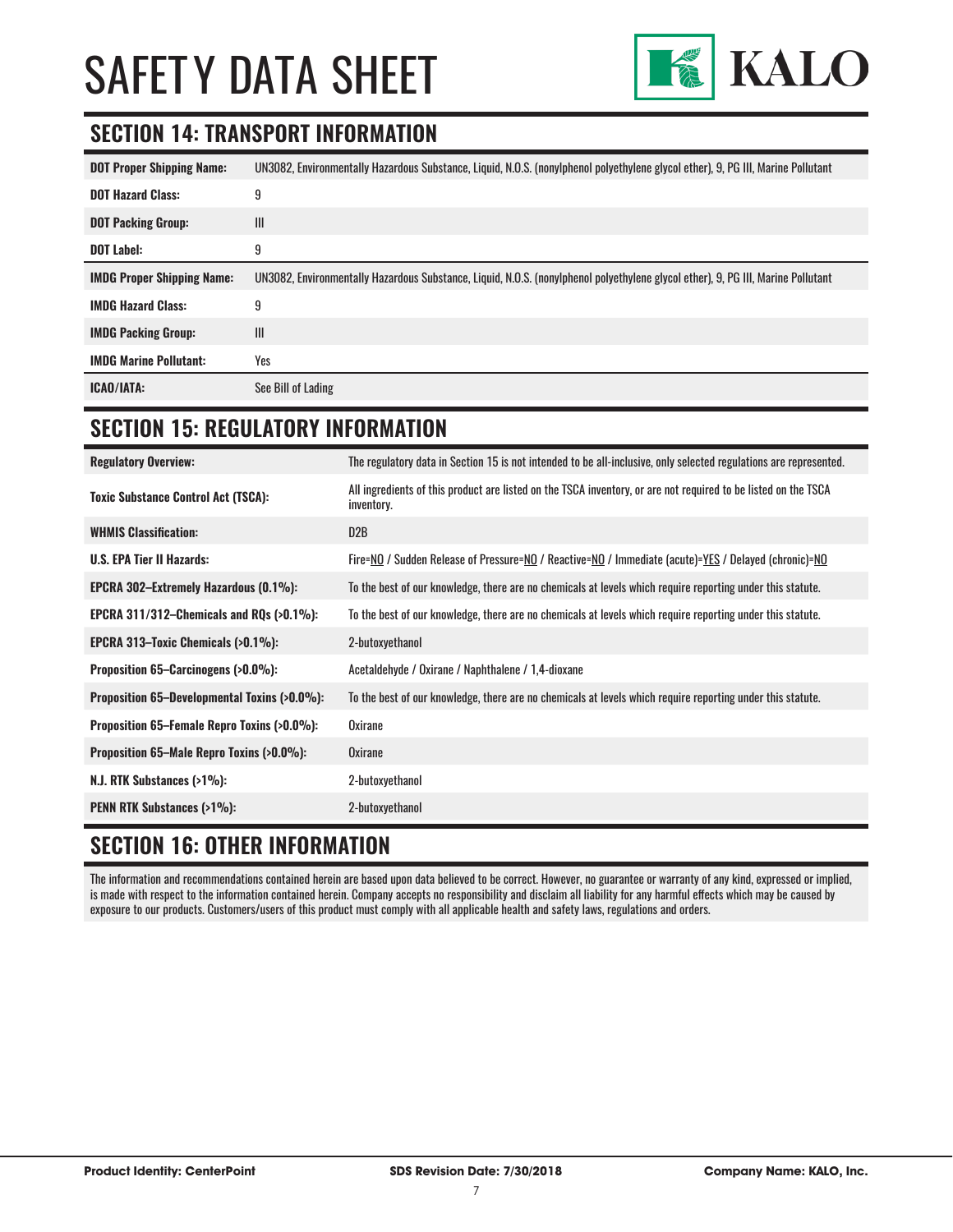# SAFETY DATA SHEET

## SECTION 14: TRANSPORT INFORMATION

| | |
|---|---|
| **DOT Proper Shipping Name:** | UN3082, Environmentally Hazardous Substance, Liquid, N.O.S. (nonylphenol polyethylene glycol ether), 9, PG III, Marine Pollutant |
| **DOT Hazard Class:** | 9 |
| **DOT Packing Group:** | III |
| **DOT Label:** | 9 |
| **IMDG Proper Shipping Name:** | UN3082, Environmentally Hazardous Substance, Liquid, N.O.S. (nonylphenol polyethylene glycol ether), 9, PG III, Marine Pollutant |
| **IMDG Hazard Class:** | 9 |
| **IMDG Packing Group:** | III |
| **IMDG Marine Pollutant:** | Yes |
| **ICAO/IATA:** | See Bill of Lading |

## SECTION 15: REGULATORY INFORMATION

| | |
|---|---|
| **Regulatory Overview:** | The regulatory data in Section 15 is not intended to be all-inclusive, only selected regulations are represented. |
| **Toxic Substance Control Act (TSCA):** | All ingredients of this product are listed on the TSCA inventory, or are not required to be listed on the TSCA inventory. |
| **WHMIS Classification:** | D2B |
| **U.S. EPA Tier II Hazards:** | Fire=NO / Sudden Release of Pressure=NO / Reactive=NO / Immediate (acute)=YES / Delayed (chronic)=NO |
| **EPCRA 302–Extremely Hazardous (0.1%):** | To the best of our knowledge, there are no chemicals at levels which require reporting under this statute. |
| **EPCRA 311/312–Chemicals and RQs (>0.1%):** | To the best of our knowledge, there are no chemicals at levels which require reporting under this statute. |
| **EPCRA 313–Toxic Chemicals (>0.1%):** | 2-butoxyethanol |
| **Proposition 65–Carcinogens (>0.0%):** | Acetaldehyde / Oxirane / Naphthalene / 1,4-dioxane |
| **Proposition 65–Developmental Toxins (>0.0%):** | To the best of our knowledge, there are no chemicals at levels which require reporting under this statute. |
| **Proposition 65–Female Repro Toxins (>0.0%):** | Oxirane |
| **Proposition 65–Male Repro Toxins (>0.0%):** | Oxirane |
| **N.J. RTK Substances (>1%):** | 2-butoxyethanol |
| **PENN RTK Substances (>1%):** | 2-butoxyethanol |

## SECTION 16: OTHER INFORMATION

The information and recommendations contained herein are based upon data believed to be correct. However, no guarantee or warranty of any kind, expressed or implied, is made with respect to the information contained herein. Company accepts no responsibility and disclaim all liability for any harmful effects which may be caused by exposure to our products. Customers/users of this product must comply with all applicable health and safety laws, regulations and orders.